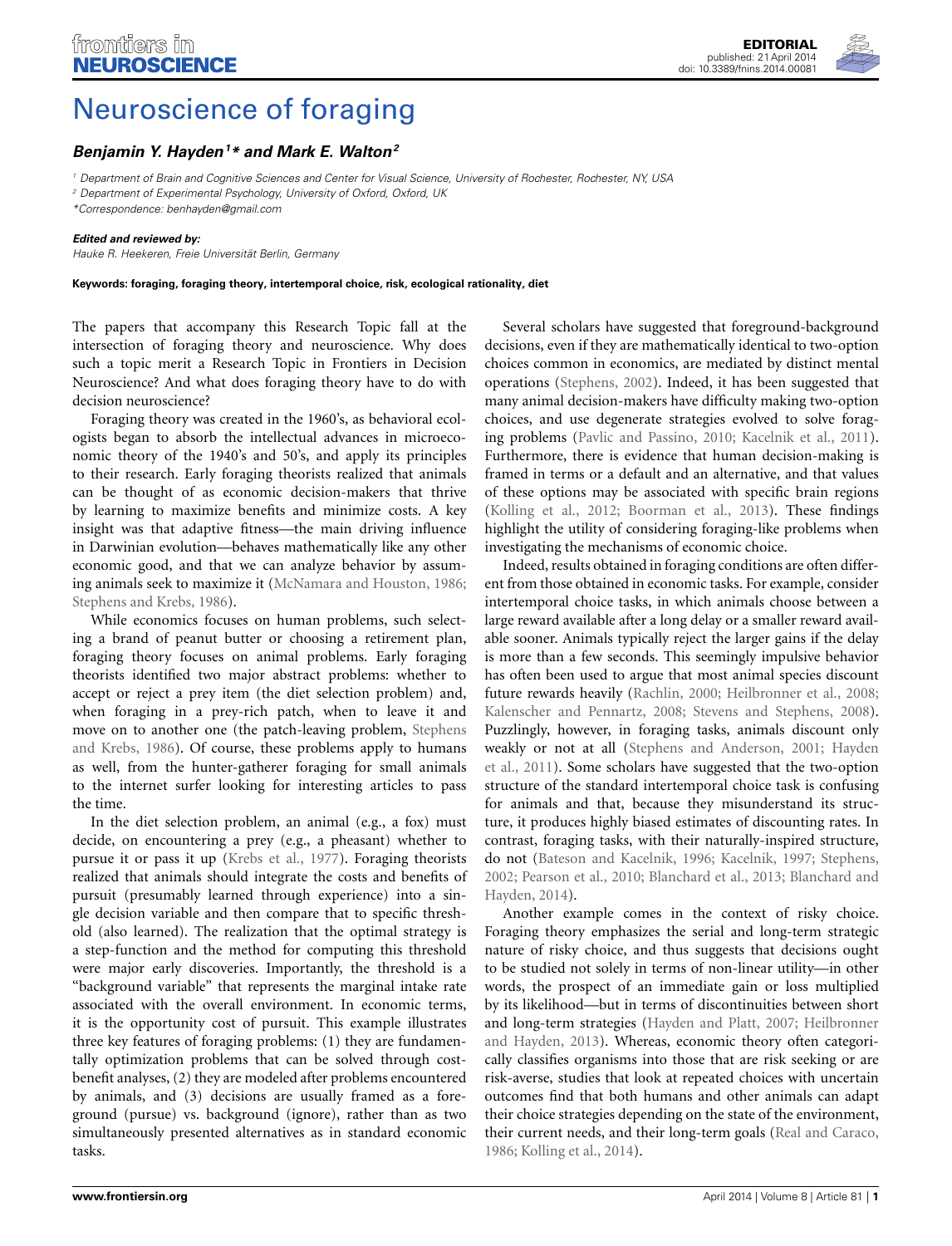# Neuroscience of foraging

***Benjamin Y. Hayden[1]\* and Mark E. Walton[2]***

[1] Department of Brain and Cognitive Sciences and Center for Visual Science, University of Rochester, Rochester, NY, USA

[2] Department of Experimental Psychology, University of Oxford, Oxford, UK

*Correspondence: benhayden@gmail.com

***Edited and reviewed by:***

*Hauke R. Heekeren, Freie Universität Berlin, Germany*

**Keywords: foraging, foraging theory, intertemporal choice, risk, ecological rationality, diet**

The papers that accompany this Research Topic fall at the intersection of foraging theory and neuroscience. Why does such a topic merit a Research Topic in Frontiers in Decision Neuroscience? And what does foraging theory have to do with decision neuroscience?

Foraging theory was created in the 1960's, as behavioral ecologists began to absorb the intellectual advances in microeconomic theory of the 1940's and 50's, and apply its principles to their research. Early foraging theorists realized that animals can be thought of as economic decision-makers that thrive by learning to maximize benefits and minimize costs. A key insight was that adaptive fitness—the main driving influence in Darwinian evolution—behaves mathematically like any other economic good, and that we can analyze behavior by assuming animals seek to maximize it (McNamara and Houston, 1986; Stephens and Krebs, 1986).

While economics focuses on human problems, such selecting a brand of peanut butter or choosing a retirement plan, foraging theory focuses on animal problems. Early foraging theorists identified two major abstract problems: whether to accept or reject a prey item (the diet selection problem) and, when foraging in a prey-rich patch, when to leave it and move on to another one (the patch-leaving problem, Stephens and Krebs, 1986). Of course, these problems apply to humans as well, from the hunter-gatherer foraging for small animals to the internet surfer looking for interesting articles to pass the time.

In the diet selection problem, an animal (e.g., a fox) must decide, on encountering a prey (e.g., a pheasant) whether to pursue it or pass it up (Krebs et al., 1977). Foraging theorists realized that animals should integrate the costs and benefits of pursuit (presumably learned through experience) into a single decision variable and then compare that to specific threshold (also learned). The realization that the optimal strategy is a step-function and the method for computing this threshold were major early discoveries. Importantly, the threshold is a "background variable" that represents the marginal intake rate associated with the overall environment. In economic terms, it is the opportunity cost of pursuit. This example illustrates three key features of foraging problems: (1) they are fundamentally optimization problems that can be solved through cost-benefit analyses, (2) they are modeled after problems encountered by animals, and (3) decisions are usually framed as a foreground (pursue) vs. background (ignore), rather than as two simultaneously presented alternatives as in standard economic tasks.

Several scholars have suggested that foreground-background decisions, even if they are mathematically identical to two-option choices common in economics, are mediated by distinct mental operations (Stephens, 2002). Indeed, it has been suggested that many animal decision-makers have difficulty making two-option choices, and use degenerate strategies evolved to solve foraging problems (Pavlic and Passino, 2010; Kacelnik et al., 2011). Furthermore, there is evidence that human decision-making is framed in terms or a default and an alternative, and that values of these options may be associated with specific brain regions (Kolling et al., 2012; Boorman et al., 2013). These findings highlight the utility of considering foraging-like problems when investigating the mechanisms of economic choice.

Indeed, results obtained in foraging conditions are often different from those obtained in economic tasks. For example, consider intertemporal choice tasks, in which animals choose between a large reward available after a long delay or a smaller reward available sooner. Animals typically reject the larger gains if the delay is more than a few seconds. This seemingly impulsive behavior has often been used to argue that most animal species discount future rewards heavily (Rachlin, 2000; Heilbronner et al., 2008; Kalenscher and Pennartz, 2008; Stevens and Stephens, 2008). Puzzlingly, however, in foraging tasks, animals discount only weakly or not at all (Stephens and Anderson, 2001; Hayden et al., 2011). Some scholars have suggested that the two-option structure of the standard intertemporal choice task is confusing for animals and that, because they misunderstand its structure, it produces highly biased estimates of discounting rates. In contrast, foraging tasks, with their naturally-inspired structure, do not (Bateson and Kacelnik, 1996; Kacelnik, 1997; Stephens, 2002; Pearson et al., 2010; Blanchard et al., 2013; Blanchard and Hayden, 2014).

Another example comes in the context of risky choice. Foraging theory emphasizes the serial and long-term strategic nature of risky choice, and thus suggests that decisions ought to be studied not solely in terms of non-linear utility—in other words, the prospect of an immediate gain or loss multiplied by its likelihood—but in terms of discontinuities between short and long-term strategies (Hayden and Platt, 2007; Heilbronner and Hayden, 2013). Whereas, economic theory often categorically classifies organisms into those that are risk seeking or are risk-averse, studies that look at repeated choices with uncertain outcomes find that both humans and other animals can adapt their choice strategies depending on the state of the environment, their current needs, and their long-term goals (Real and Caraco, 1986; Kolling et al., 2014).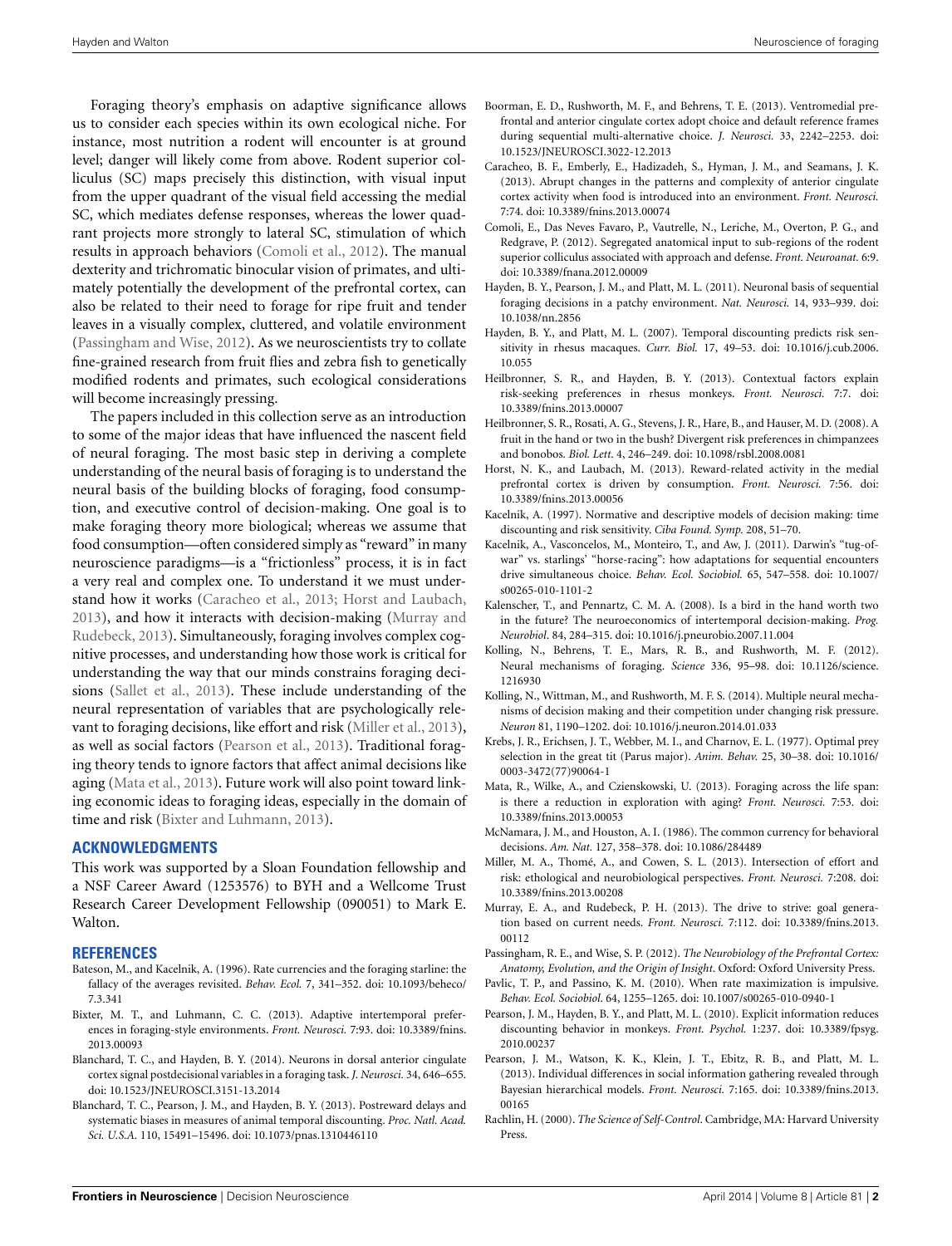Foraging theory's emphasis on adaptive significance allows us to consider each species within its own ecological niche. For instance, most nutrition a rodent will encounter is at ground level; danger will likely come from above. Rodent superior colliculus (SC) maps precisely this distinction, with visual input from the upper quadrant of the visual field accessing the medial SC, which mediates defense responses, whereas the lower quadrant projects more strongly to lateral SC, stimulation of which results in approach behaviors (Comoli et al., 2012). The manual dexterity and trichromatic binocular vision of primates, and ultimately potentially the development of the prefrontal cortex, can also be related to their need to forage for ripe fruit and tender leaves in a visually complex, cluttered, and volatile environment (Passingham and Wise, 2012). As we neuroscientists try to collate fine-grained research from fruit flies and zebra fish to genetically modified rodents and primates, such ecological considerations will become increasingly pressing.

The papers included in this collection serve as an introduction to some of the major ideas that have influenced the nascent field of neural foraging. The most basic step in deriving a complete understanding of the neural basis of foraging is to understand the neural basis of the building blocks of foraging, food consumption, and executive control of decision-making. One goal is to make foraging theory more biological; whereas we assume that food consumption—often considered simply as "reward" in many neuroscience paradigms—is a "frictionless" process, it is in fact a very real and complex one. To understand it we must understand how it works (Caracheo et al., 2013; Horst and Laubach, 2013), and how it interacts with decision-making (Murray and Rudebeck, 2013). Simultaneously, foraging involves complex cognitive processes, and understanding how those work is critical for understanding the way that our minds constrains foraging decisions (Sallet et al., 2013). These include understanding of the neural representation of variables that are psychologically relevant to foraging decisions, like effort and risk (Miller et al., 2013), as well as social factors (Pearson et al., 2013). Traditional foraging theory tends to ignore factors that affect animal decisions like aging (Mata et al., 2013). Future work will also point toward linking economic ideas to foraging ideas, especially in the domain of time and risk (Bixter and Luhmann, 2013).

## ACKNOWLEDGMENTS

This work was supported by a Sloan Foundation fellowship and a NSF Career Award (1253576) to BYH and a Wellcome Trust Research Career Development Fellowship (090051) to Mark E. Walton.

## REFERENCES

Bateson, M., and Kacelnik, A. (1996). Rate currencies and the foraging starline: the fallacy of the averages revisited. *Behav. Ecol.* 7, 341–352. doi: 10.1093/beheco/7.3.341

Bixter, M. T., and Luhmann, C. C. (2013). Adaptive intertemporal preferences in foraging-style environments. *Front. Neurosci.* 7:93. doi: 10.3389/fnins.2013.00093

Blanchard, T. C., and Hayden, B. Y. (2014). Neurons in dorsal anterior cingulate cortex signal postdecisional variables in a foraging task. *J. Neurosci.* 34, 646–655. doi: 10.1523/JNEUROSCI.3151-13.2014

Blanchard, T. C., Pearson, J. M., and Hayden, B. Y. (2013). Postreward delays and systematic biases in measures of animal temporal discounting. *Proc. Natl. Acad. Sci. U.S.A.* 110, 15491–15496. doi: 10.1073/pnas.1310446110

Boorman, E. D., Rushworth, M. F., and Behrens, T. E. (2013). Ventromedial prefrontal and anterior cingulate cortex adopt choice and default reference frames during sequential multi-alternative choice. *J. Neurosci.* 33, 2242–2253. doi: 10.1523/JNEUROSCI.3022-12.2013

Caracheo, B. F., Emberly, E., Hadizadeh, S., Hyman, J. M., and Seamans, J. K. (2013). Abrupt changes in the patterns and complexity of anterior cingulate cortex activity when food is introduced into an environment. *Front. Neurosci.* 7:74. doi: 10.3389/fnins.2013.00074

Comoli, E., Das Neves Favaro, P., Vautrelle, N., Leriche, M., Overton, P. G., and Redgrave, P. (2012). Segregated anatomical input to sub-regions of the rodent superior colliculus associated with approach and defense. *Front. Neuroanat.* 6:9. doi: 10.3389/fnana.2012.00009

Hayden, B. Y., Pearson, J. M., and Platt, M. L. (2011). Neuronal basis of sequential foraging decisions in a patchy environment. *Nat. Neurosci.* 14, 933–939. doi: 10.1038/nn.2856

Hayden, B. Y., and Platt, M. L. (2007). Temporal discounting predicts risk sensitivity in rhesus macaques. *Curr. Biol.* 17, 49–53. doi: 10.1016/j.cub.2006.10.055

Heilbronner, S. R., and Hayden, B. Y. (2013). Contextual factors explain risk-seeking preferences in rhesus monkeys. *Front. Neurosci.* 7:7. doi: 10.3389/fnins.2013.00007

Heilbronner, S. R., Rosati, A. G., Stevens, J. R., Hare, B., and Hauser, M. D. (2008). A fruit in the hand or two in the bush? Divergent risk preferences in chimpanzees and bonobos. *Biol. Lett.* 4, 246–249. doi: 10.1098/rsbl.2008.0081

Horst, N. K., and Laubach, M. (2013). Reward-related activity in the medial prefrontal cortex is driven by consumption. *Front. Neurosci.* 7:56. doi: 10.3389/fnins.2013.00056

Kacelnik, A. (1997). Normative and descriptive models of decision making: time discounting and risk sensitivity. *Ciba Found. Symp.* 208, 51–70.

Kacelnik, A., Vasconcelos, M., Monteiro, T., and Aw, J. (2011). Darwin's "tug-of-war" vs. starlings' "horse-racing": how adaptations for sequential encounters drive simultaneous choice. *Behav. Ecol. Sociobiol.* 65, 547–558. doi: 10.1007/s00265-010-1101-2

Kalenscher, T., and Pennartz, C. M. A. (2008). Is a bird in the hand worth two in the future? The neuroeconomics of intertemporal decision-making. *Prog. Neurobiol.* 84, 284–315. doi: 10.1016/j.pneurobio.2007.11.004

Kolling, N., Behrens, T. E., Mars, R. B., and Rushworth, M. F. (2012). Neural mechanisms of foraging. *Science* 336, 95–98. doi: 10.1126/science.1216930

Kolling, N., Wittman, M., and Rushworth, M. F. S. (2014). Multiple neural mechanisms of decision making and their competition under changing risk pressure. *Neuron* 81, 1190–1202. doi: 10.1016/j.neuron.2014.01.033

Krebs, J. R., Erichsen, J. T., Webber, M. I., and Charnov, E. L. (1977). Optimal prey selection in the great tit (Parus major). *Anim. Behav.* 25, 30–38. doi: 10.1016/0003-3472(77)90064-1

Mata, R., Wilke, A., and Czienskowski, U. (2013). Foraging across the life span: is there a reduction in exploration with aging? *Front. Neurosci.* 7:53. doi: 10.3389/fnins.2013.00053

McNamara, J. M., and Houston, A. I. (1986). The common currency for behavioral decisions. *Am. Nat.* 127, 358–378. doi: 10.1086/284489

Miller, M. A., Thomé, A., and Cowen, S. L. (2013). Intersection of effort and risk: ethological and neurobiological perspectives. *Front. Neurosci.* 7:208. doi: 10.3389/fnins.2013.00208

Murray, E. A., and Rudebeck, P. H. (2013). The drive to strive: goal generation based on current needs. *Front. Neurosci.* 7:112. doi: 10.3389/fnins.2013.00112

Passingham, R. E., and Wise, S. P. (2012). *The Neurobiology of the Prefrontal Cortex: Anatomy, Evolution, and the Origin of Insight*. Oxford: Oxford University Press.

Pavlic, T. P., and Passino, K. M. (2010). When rate maximization is impulsive. *Behav. Ecol. Sociobiol.* 64, 1255–1265. doi: 10.1007/s00265-010-0940-1

Pearson, J. M., Hayden, B. Y., and Platt, M. L. (2010). Explicit information reduces discounting behavior in monkeys. *Front. Psychol.* 1:237. doi: 10.3389/fpsyg.2010.00237

Pearson, J. M., Watson, K. K., Klein, J. T., Ebitz, R. B., and Platt, M. L. (2013). Individual differences in social information gathering revealed through Bayesian hierarchical models. *Front. Neurosci.* 7:165. doi: 10.3389/fnins.2013.00165

Rachlin, H. (2000). *The Science of Self-Control*. Cambridge, MA: Harvard University Press.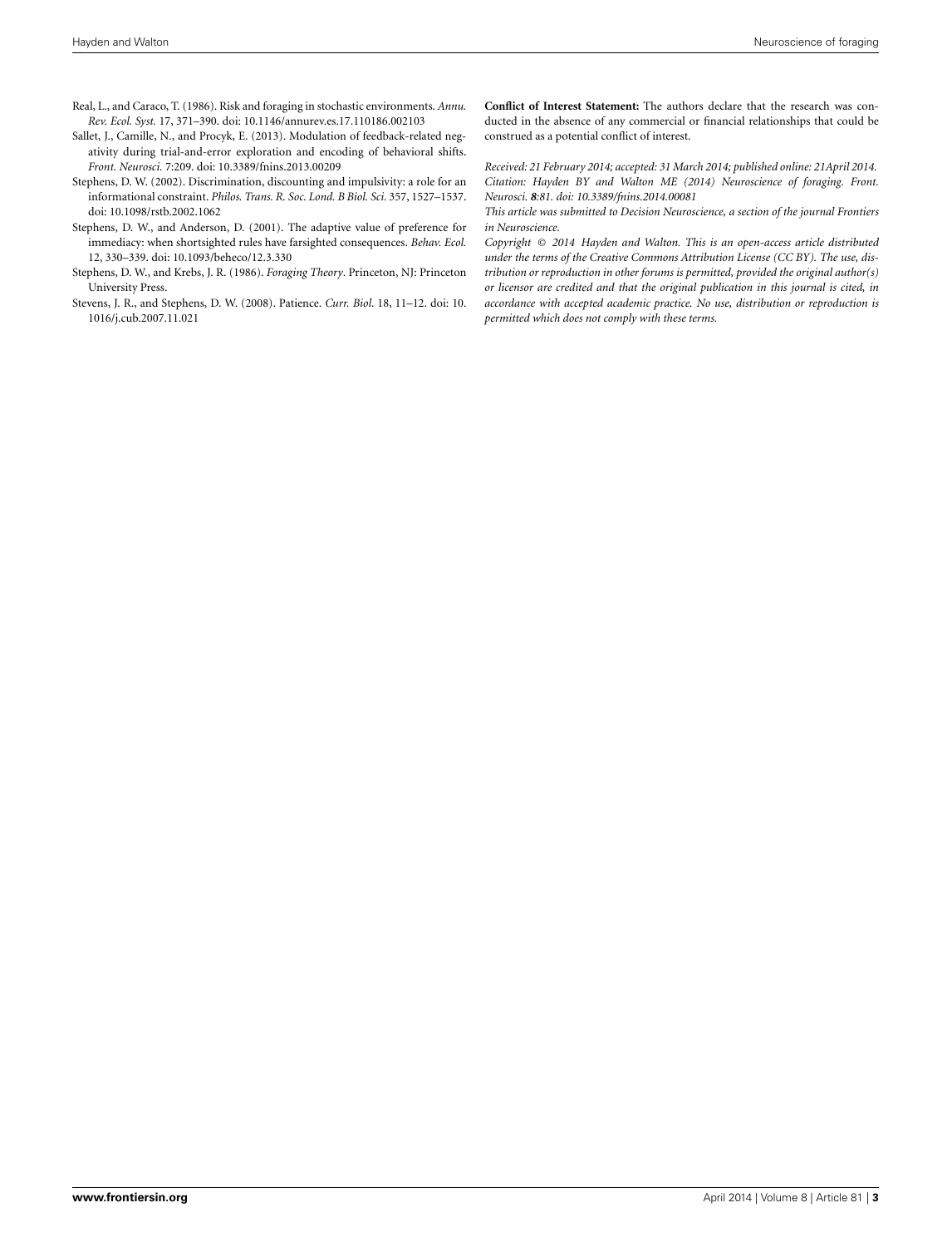Real, L., and Caraco, T. (1986). Risk and foraging in stochastic environments. *Annu. Rev. Ecol. Syst.* 17, 371–390. doi: 10.1146/annurev.es.17.110186.002103

Sallet, J., Camille, N., and Procyk, E. (2013). Modulation of feedback-related negativity during trial-and-error exploration and encoding of behavioral shifts. *Front. Neurosci.* 7:209. doi: 10.3389/fnins.2013.00209

Stephens, D. W. (2002). Discrimination, discounting and impulsivity: a role for an informational constraint. *Philos. Trans. R. Soc. Lond. B Biol. Sci.* 357, 1527–1537. doi: 10.1098/rstb.2002.1062

Stephens, D. W., and Anderson, D. (2001). The adaptive value of preference for immediacy: when shortsighted rules have farsighted consequences. *Behav. Ecol.* 12, 330–339. doi: 10.1093/beheco/12.3.330

Stephens, D. W., and Krebs, J. R. (1986). *Foraging Theory*. Princeton, NJ: Princeton University Press.

Stevens, J. R., and Stephens, D. W. (2008). Patience. *Curr. Biol.* 18, 11–12. doi: 10.1016/j.cub.2007.11.021

**Conflict of Interest Statement:** The authors declare that the research was conducted in the absence of any commercial or financial relationships that could be construed as a potential conflict of interest.

*Received: 21 February 2014; accepted: 31 March 2014; published online: 21April 2014.*

*Citation: Hayden BY and Walton ME (2014) Neuroscience of foraging. Front. Neurosci.* ***8****:81. doi: 10.3389/fnins.2014.00081*

*This article was submitted to Decision Neuroscience, a section of the journal Frontiers in Neuroscience.*

*Copyright © 2014 Hayden and Walton. This is an open-access article distributed under the terms of the Creative Commons Attribution License (CC BY). The use, distribution or reproduction in other forums is permitted, provided the original author(s) or licensor are credited and that the original publication in this journal is cited, in accordance with accepted academic practice. No use, distribution or reproduction is permitted which does not comply with these terms.*